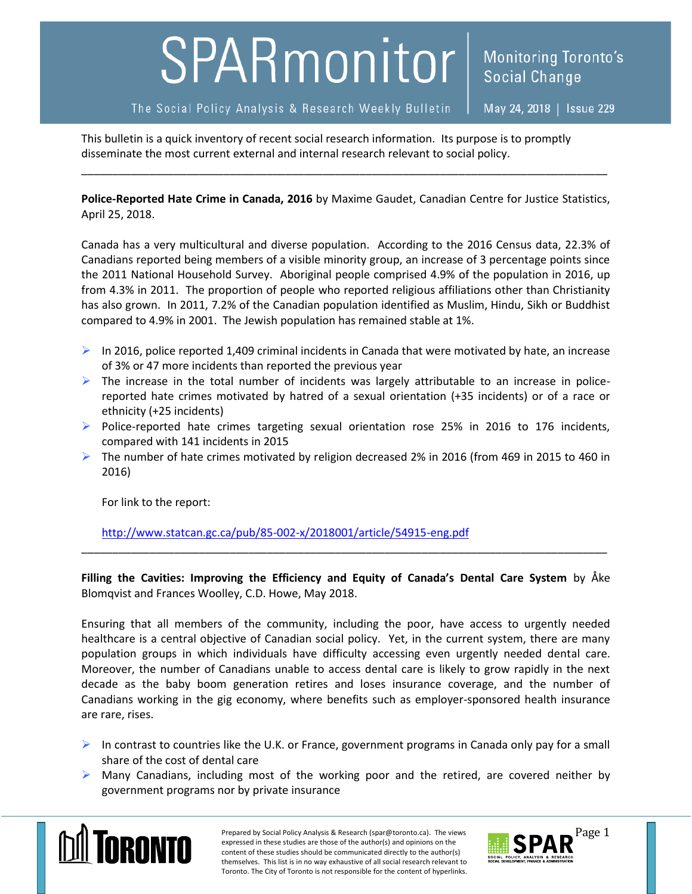# SPARmonitor

Monitoring Toronto's Social Change

The Social Policy Analysis & Research Weekly Bulletin

May 24, 2018 | Issue 229

This bulletin is a quick inventory of recent social research information. Its purpose is to promptly disseminate the most current external and internal research relevant to social policy.

---

**Police-Reported Hate Crime in Canada, 2016** by Maxime Gaudet, Canadian Centre for Justice Statistics, April 25, 2018.

Canada has a very multicultural and diverse population. According to the 2016 Census data, 22.3% of Canadians reported being members of a visible minority group, an increase of 3 percentage points since the 2011 National Household Survey. Aboriginal people comprised 4.9% of the population in 2016, up from 4.3% in 2011. The proportion of people who reported religious affiliations other than Christianity has also grown. In 2011, 7.2% of the Canadian population identified as Muslim, Hindu, Sikh or Buddhist compared to 4.9% in 2001. The Jewish population has remained stable at 1%.

- In 2016, police reported 1,409 criminal incidents in Canada that were motivated by hate, an increase of 3% or 47 more incidents than reported the previous year
- The increase in the total number of incidents was largely attributable to an increase in police-reported hate crimes motivated by hatred of a sexual orientation (+35 incidents) or of a race or ethnicity (+25 incidents)
- Police-reported hate crimes targeting sexual orientation rose 25% in 2016 to 176 incidents, compared with 141 incidents in 2015
- The number of hate crimes motivated by religion decreased 2% in 2016 (from 469 in 2015 to 460 in 2016)

For link to the report:

http://www.statcan.gc.ca/pub/85-002-x/2018001/article/54915-eng.pdf

---

**Filling the Cavities: Improving the Efficiency and Equity of Canada's Dental Care System** by Åke Blomqvist and Frances Woolley, C.D. Howe, May 2018.

Ensuring that all members of the community, including the poor, have access to urgently needed healthcare is a central objective of Canadian social policy. Yet, in the current system, there are many population groups in which individuals have difficulty accessing even urgently needed dental care. Moreover, the number of Canadians unable to access dental care is likely to grow rapidly in the next decade as the baby boom generation retires and loses insurance coverage, and the number of Canadians working in the gig economy, where benefits such as employer-sponsored health insurance are rare, rises.

- In contrast to countries like the U.K. or France, government programs in Canada only pay for a small share of the cost of dental care
- Many Canadians, including most of the working poor and the retired, are covered neither by government programs nor by private insurance

Prepared by Social Policy Analysis & Research (spar@toronto.ca). The views expressed in these studies are those of the author(s) and opinions on the content of these studies should be communicated directly to the author(s) themselves. This list is in no way exhaustive of all social research relevant to Toronto. The City of Toronto is not responsible for the content of hyperlinks.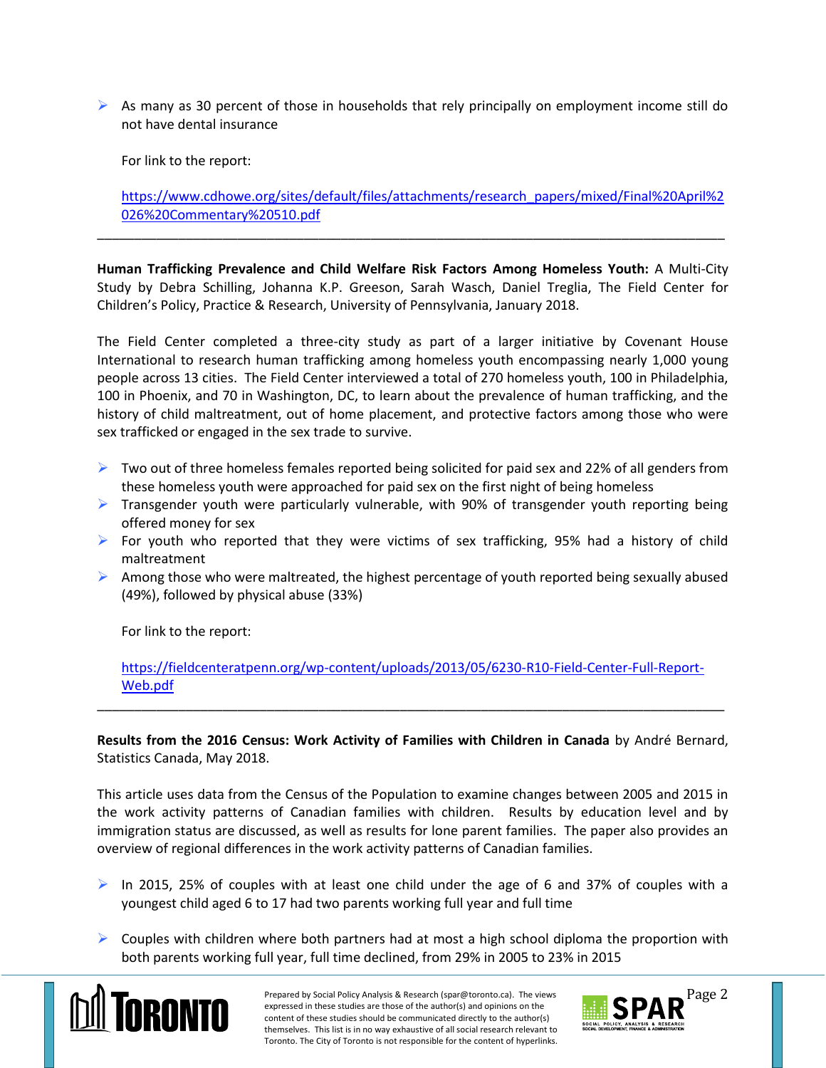- As many as 30 percent of those in households that rely principally on employment income still do not have dental insurance

  For link to the report:

  https://www.cdhowe.org/sites/default/files/attachments/research_papers/mixed/Final%20April%2026%20Commentary%20510.pdf

---

**Human Trafficking Prevalence and Child Welfare Risk Factors Among Homeless Youth:** A Multi-City Study by Debra Schilling, Johanna K.P. Greeson, Sarah Wasch, Daniel Treglia, The Field Center for Children's Policy, Practice & Research, University of Pennsylvania, January 2018.

The Field Center completed a three-city study as part of a larger initiative by Covenant House International to research human trafficking among homeless youth encompassing nearly 1,000 young people across 13 cities. The Field Center interviewed a total of 270 homeless youth, 100 in Philadelphia, 100 in Phoenix, and 70 in Washington, DC, to learn about the prevalence of human trafficking, and the history of child maltreatment, out of home placement, and protective factors among those who were sex trafficked or engaged in the sex trade to survive.

- Two out of three homeless females reported being solicited for paid sex and 22% of all genders from these homeless youth were approached for paid sex on the first night of being homeless
- Transgender youth were particularly vulnerable, with 90% of transgender youth reporting being offered money for sex
- For youth who reported that they were victims of sex trafficking, 95% had a history of child maltreatment
- Among those who were maltreated, the highest percentage of youth reported being sexually abused (49%), followed by physical abuse (33%)

  For link to the report:

  https://fieldcenteratpenn.org/wp-content/uploads/2013/05/6230-R10-Field-Center-Full-Report-Web.pdf

---

**Results from the 2016 Census: Work Activity of Families with Children in Canada** by André Bernard, Statistics Canada, May 2018.

This article uses data from the Census of the Population to examine changes between 2005 and 2015 in the work activity patterns of Canadian families with children. Results by education level and by immigration status are discussed, as well as results for lone parent families. The paper also provides an overview of regional differences in the work activity patterns of Canadian families.

- In 2015, 25% of couples with at least one child under the age of 6 and 37% of couples with a youngest child aged 6 to 17 had two parents working full year and full time

- Couples with children where both partners had at most a high school diploma the proportion with both parents working full year, full time declined, from 29% in 2005 to 23% in 2015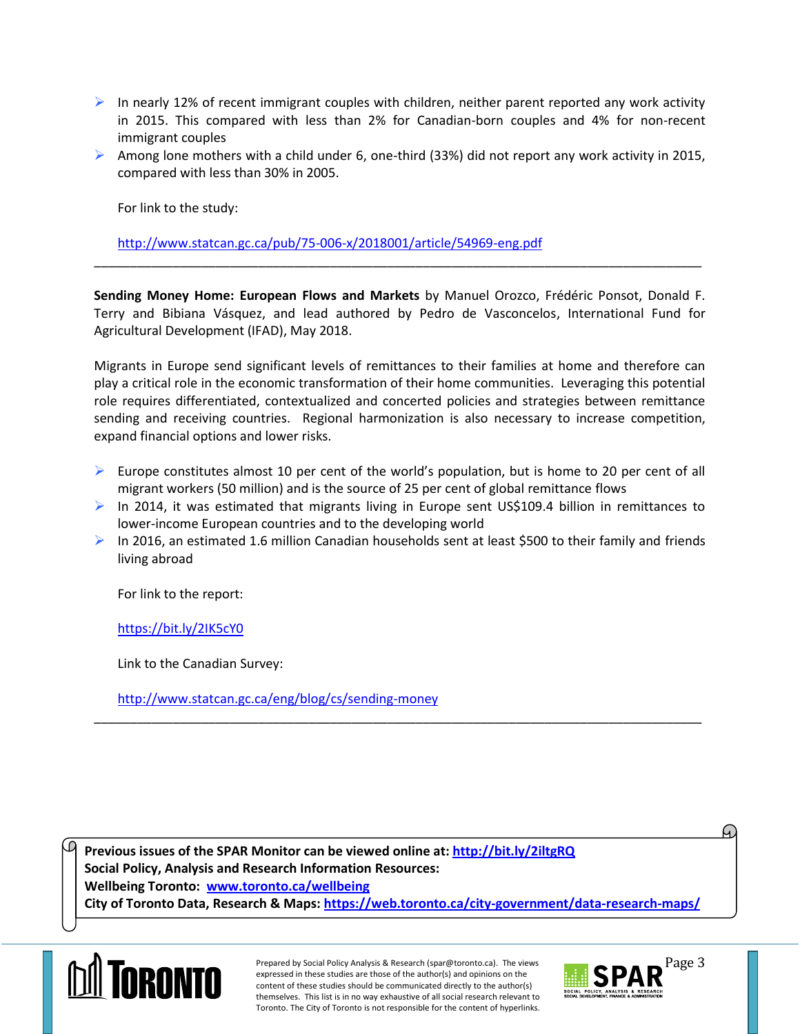- In nearly 12% of recent immigrant couples with children, neither parent reported any work activity in 2015. This compared with less than 2% for Canadian-born couples and 4% for non-recent immigrant couples
- Among lone mothers with a child under 6, one-third (33%) did not report any work activity in 2015, compared with less than 30% in 2005.

  For link to the study:

  http://www.statcan.gc.ca/pub/75-006-x/2018001/article/54969-eng.pdf

---

**Sending Money Home: European Flows and Markets** by Manuel Orozco, Frédéric Ponsot, Donald F. Terry and Bibiana Vásquez, and lead authored by Pedro de Vasconcelos, International Fund for Agricultural Development (IFAD), May 2018.

Migrants in Europe send significant levels of remittances to their families at home and therefore can play a critical role in the economic transformation of their home communities. Leveraging this potential role requires differentiated, contextualized and concerted policies and strategies between remittance sending and receiving countries. Regional harmonization is also necessary to increase competition, expand financial options and lower risks.

- Europe constitutes almost 10 per cent of the world's population, but is home to 20 per cent of all migrant workers (50 million) and is the source of 25 per cent of global remittance flows
- In 2014, it was estimated that migrants living in Europe sent US$109.4 billion in remittances to lower-income European countries and to the developing world
- In 2016, an estimated 1.6 million Canadian households sent at least $500 to their family and friends living abroad

  For link to the report:

  https://bit.ly/2IK5cY0

  Link to the Canadian Survey:

  http://www.statcan.gc.ca/eng/blog/cs/sending-money

---

**Previous issues of the SPAR Monitor can be viewed online at: http://bit.ly/2iltgRQ**
**Social Policy, Analysis and Research Information Resources:**
**Wellbeing Toronto: www.toronto.ca/wellbeing**
**City of Toronto Data, Research & Maps: https://web.toronto.ca/city-government/data-research-maps/**

TORONTO

Prepared by Social Policy Analysis & Research (spar@toronto.ca). The views expressed in these studies are those of the author(s) and opinions on the content of these studies should be communicated directly to the author(s) themselves. This list is in no way exhaustive of all social research relevant to Toronto. The City of Toronto is not responsible for the content of hyperlinks.

SPAR
SOCIAL POLICY, ANALYSIS & RESEARCH
SOCIAL DEVELOPMENT, FINANCE & ADMINISTRATION